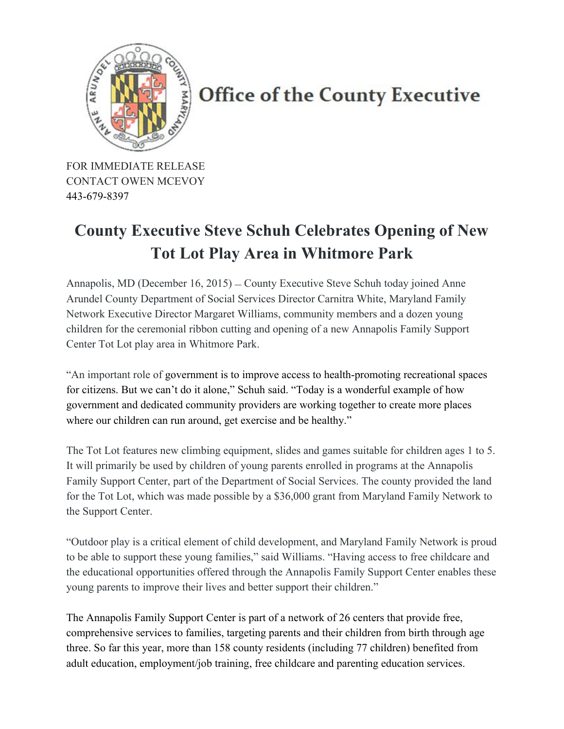Office of the County Executive

FOR IMMEDIATE RELEASE
CONTACT OWEN MCEVOY
443-679-8397

# County Executive Steve Schuh Celebrates Opening of New Tot Lot Play Area in Whitmore Park

Annapolis, MD (December 16, 2015) – County Executive Steve Schuh today joined Anne Arundel County Department of Social Services Director Carnitra White, Maryland Family Network Executive Director Margaret Williams, community members and a dozen young children for the ceremonial ribbon cutting and opening of a new Annapolis Family Support Center Tot Lot play area in Whitmore Park.

"An important role of government is to improve access to health-promoting recreational spaces for citizens. But we can't do it alone," Schuh said. "Today is a wonderful example of how government and dedicated community providers are working together to create more places where our children can run around, get exercise and be healthy."

The Tot Lot features new climbing equipment, slides and games suitable for children ages 1 to 5. It will primarily be used by children of young parents enrolled in programs at the Annapolis Family Support Center, part of the Department of Social Services. The county provided the land for the Tot Lot, which was made possible by a $36,000 grant from Maryland Family Network to the Support Center.

"Outdoor play is a critical element of child development, and Maryland Family Network is proud to be able to support these young families," said Williams. "Having access to free childcare and the educational opportunities offered through the Annapolis Family Support Center enables these young parents to improve their lives and better support their children."

The Annapolis Family Support Center is part of a network of 26 centers that provide free, comprehensive services to families, targeting parents and their children from birth through age three. So far this year, more than 158 county residents (including 77 children) benefited from adult education, employment/job training, free childcare and parenting education services.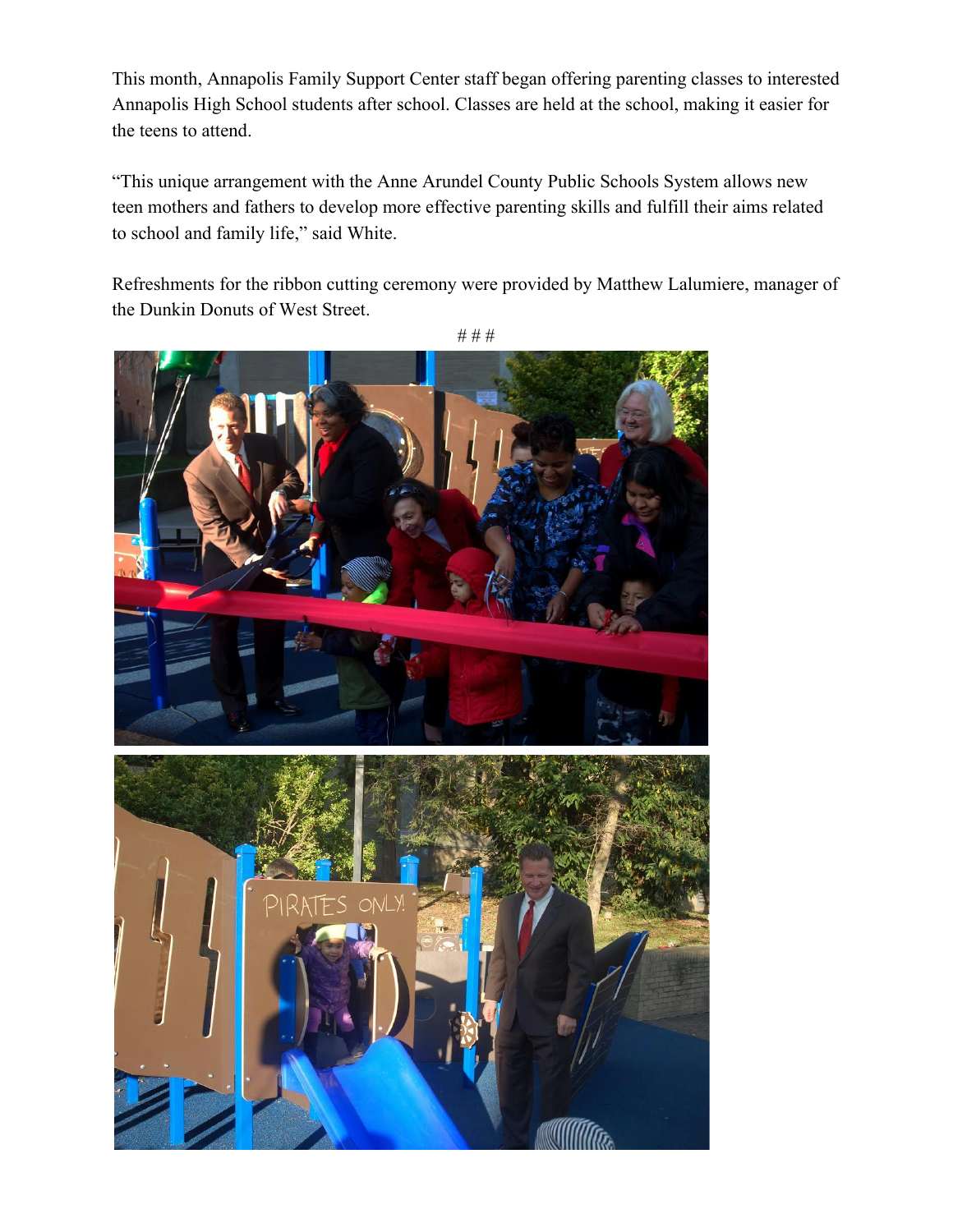This month, Annapolis Family Support Center staff began offering parenting classes to interested Annapolis High School students after school. Classes are held at the school, making it easier for the teens to attend.

"This unique arrangement with the Anne Arundel County Public Schools System allows new teen mothers and fathers to develop more effective parenting skills and fulfill their aims related to school and family life," said White.

Refreshments for the ribbon cutting ceremony were provided by Matthew Lalumiere, manager of the Dunkin Donuts of West Street.

# # #